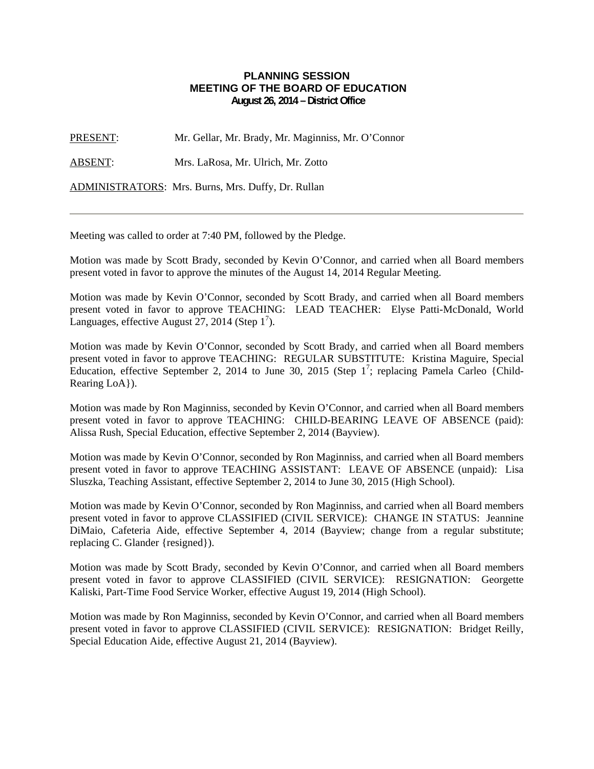# PLANNING SESSION
## MEETING OF THE BOARD OF EDUCATION
### August 26, 2014 – District Office

PRESENT: Mr. Gellar, Mr. Brady, Mr. Maginniss, Mr. O'Connor

ABSENT: Mrs. LaRosa, Mr. Ulrich, Mr. Zotto

ADMINISTRATORS: Mrs. Burns, Mrs. Duffy, Dr. Rullan

---

Meeting was called to order at 7:40 PM, followed by the Pledge.

Motion was made by Scott Brady, seconded by Kevin O'Connor, and carried when all Board members present voted in favor to approve the minutes of the August 14, 2014 Regular Meeting.

Motion was made by Kevin O'Connor, seconded by Scott Brady, and carried when all Board members present voted in favor to approve TEACHING: LEAD TEACHER: Elyse Patti-McDonald, World Languages, effective August 27, 2014 (Step $1^7$).

Motion was made by Kevin O'Connor, seconded by Scott Brady, and carried when all Board members present voted in favor to approve TEACHING: REGULAR SUBSTITUTE: Kristina Maguire, Special Education, effective September 2, 2014 to June 30, 2015 (Step $1^7$; replacing Pamela Carleo {Child-Rearing LoA}).

Motion was made by Ron Maginniss, seconded by Kevin O'Connor, and carried when all Board members present voted in favor to approve TEACHING: CHILD-BEARING LEAVE OF ABSENCE (paid): Alissa Rush, Special Education, effective September 2, 2014 (Bayview).

Motion was made by Kevin O'Connor, seconded by Ron Maginniss, and carried when all Board members present voted in favor to approve TEACHING ASSISTANT: LEAVE OF ABSENCE (unpaid): Lisa Sluszka, Teaching Assistant, effective September 2, 2014 to June 30, 2015 (High School).

Motion was made by Kevin O'Connor, seconded by Ron Maginniss, and carried when all Board members present voted in favor to approve CLASSIFIED (CIVIL SERVICE): CHANGE IN STATUS: Jeannine DiMaio, Cafeteria Aide, effective September 4, 2014 (Bayview; change from a regular substitute; replacing C. Glander {resigned}).

Motion was made by Scott Brady, seconded by Kevin O'Connor, and carried when all Board members present voted in favor to approve CLASSIFIED (CIVIL SERVICE): RESIGNATION: Georgette Kaliski, Part-Time Food Service Worker, effective August 19, 2014 (High School).

Motion was made by Ron Maginniss, seconded by Kevin O'Connor, and carried when all Board members present voted in favor to approve CLASSIFIED (CIVIL SERVICE): RESIGNATION: Bridget Reilly, Special Education Aide, effective August 21, 2014 (Bayview).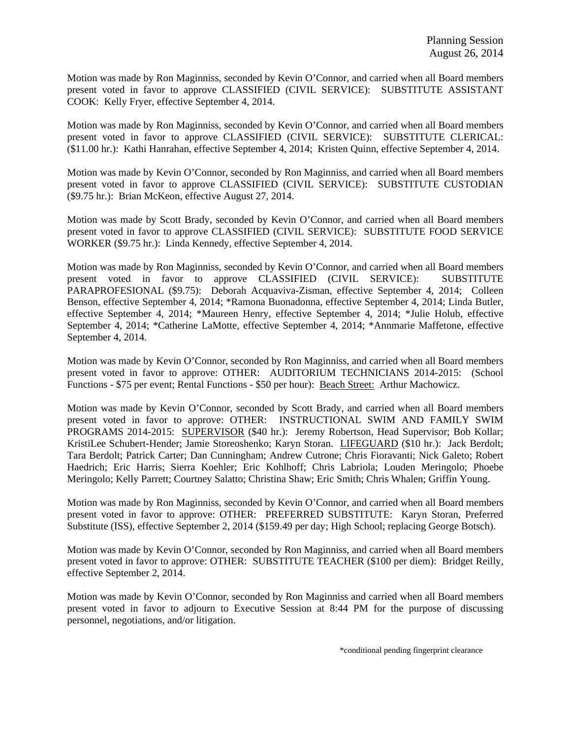Motion was made by Ron Maginniss, seconded by Kevin O'Connor, and carried when all Board members present voted in favor to approve CLASSIFIED (CIVIL SERVICE): SUBSTITUTE ASSISTANT COOK: Kelly Fryer, effective September 4, 2014.

Motion was made by Ron Maginniss, seconded by Kevin O'Connor, and carried when all Board members present voted in favor to approve CLASSIFIED (CIVIL SERVICE): SUBSTITUTE CLERICAL: ($11.00 hr.): Kathi Hanrahan, effective September 4, 2014; Kristen Quinn, effective September 4, 2014.

Motion was made by Kevin O'Connor, seconded by Ron Maginniss, and carried when all Board members present voted in favor to approve CLASSIFIED (CIVIL SERVICE): SUBSTITUTE CUSTODIAN ($9.75 hr.): Brian McKeon, effective August 27, 2014.

Motion was made by Scott Brady, seconded by Kevin O'Connor, and carried when all Board members present voted in favor to approve CLASSIFIED (CIVIL SERVICE): SUBSTITUTE FOOD SERVICE WORKER ($9.75 hr.): Linda Kennedy, effective September 4, 2014.

Motion was made by Ron Maginniss, seconded by Kevin O'Connor, and carried when all Board members present voted in favor to approve CLASSIFIED (CIVIL SERVICE): SUBSTITUTE PARAPROFESIONAL ($9.75): Deborah Acquaviva-Zisman, effective September 4, 2014; Colleen Benson, effective September 4, 2014; *Ramona Buonadonna, effective September 4, 2014; Linda Butler, effective September 4, 2014; *Maureen Henry, effective September 4, 2014; *Julie Holub, effective September 4, 2014; *Catherine LaMotte, effective September 4, 2014; *Annmarie Maffetone, effective September 4, 2014.

Motion was made by Kevin O'Connor, seconded by Ron Maginniss, and carried when all Board members present voted in favor to approve: OTHER: AUDITORIUM TECHNICIANS 2014-2015: (School Functions - $75 per event; Rental Functions - $50 per hour): Beach Street: Arthur Machowicz.

Motion was made by Kevin O'Connor, seconded by Scott Brady, and carried when all Board members present voted in favor to approve: OTHER: INSTRUCTIONAL SWIM AND FAMILY SWIM PROGRAMS 2014-2015: SUPERVISOR ($40 hr.): Jeremy Robertson, Head Supervisor; Bob Kollar; KristiLee Schubert-Hender; Jamie Storeoshenko; Karyn Storan. LIFEGUARD ($10 hr.): Jack Berdolt; Tara Berdolt; Patrick Carter; Dan Cunningham; Andrew Cutrone; Chris Fioravanti; Nick Galeto; Robert Haedrich; Eric Harris; Sierra Koehler; Eric Kohlhoff; Chris Labriola; Louden Meringolo; Phoebe Meringolo; Kelly Parrett; Courtney Salatto; Christina Shaw; Eric Smith; Chris Whalen; Griffin Young.

Motion was made by Ron Maginniss, seconded by Kevin O'Connor, and carried when all Board members present voted in favor to approve: OTHER: PREFERRED SUBSTITUTE: Karyn Storan, Preferred Substitute (ISS), effective September 2, 2014 ($159.49 per day; High School; replacing George Botsch).

Motion was made by Kevin O'Connor, seconded by Ron Maginniss, and carried when all Board members present voted in favor to approve: OTHER: SUBSTITUTE TEACHER ($100 per diem): Bridget Reilly, effective September 2, 2014.

Motion was made by Kevin O'Connor, seconded by Ron Maginniss and carried when all Board members present voted in favor to adjourn to Executive Session at 8:44 PM for the purpose of discussing personnel, negotiations, and/or litigation.

*conditional pending fingerprint clearance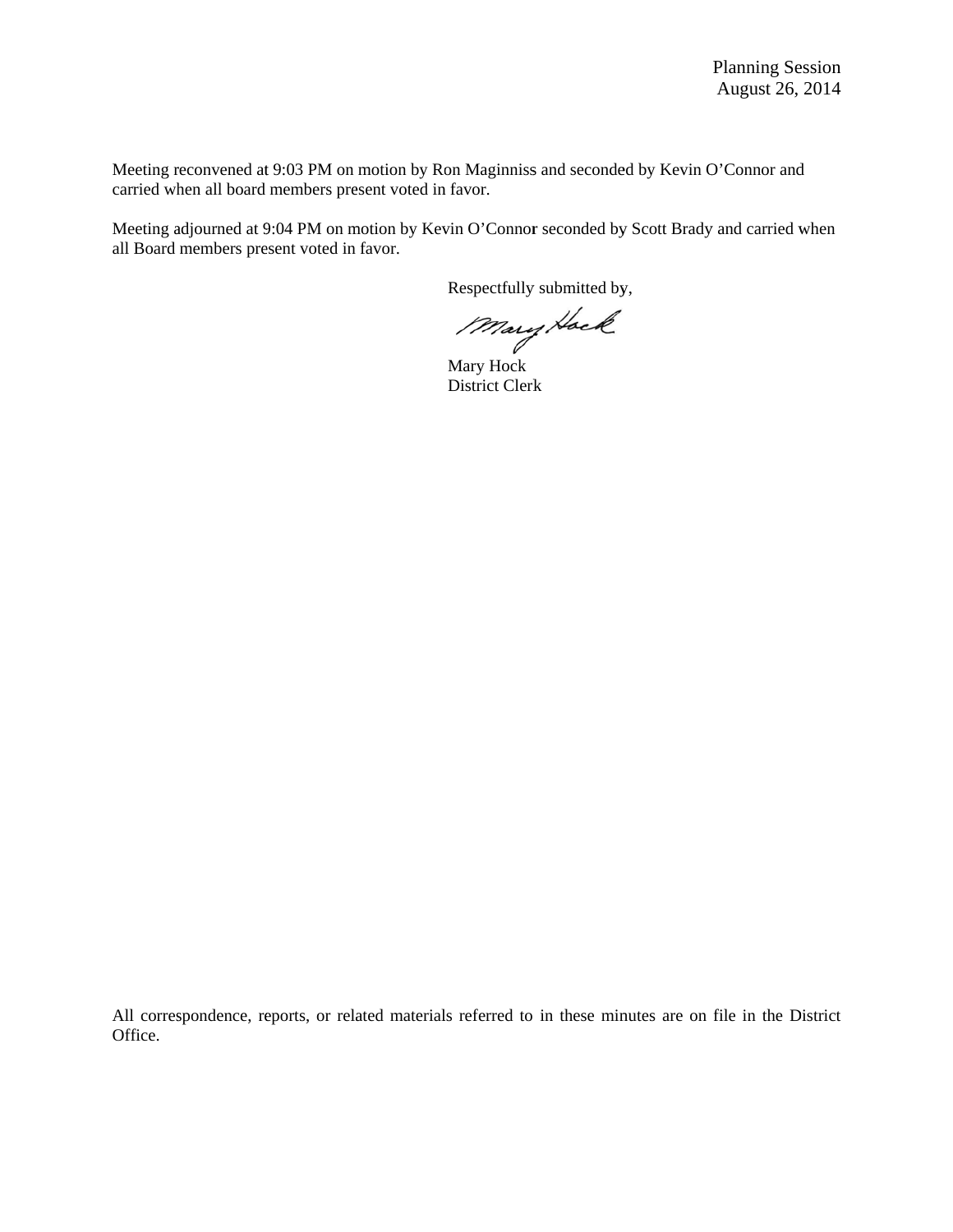Meeting reconvened at 9:03 PM on motion by Ron Maginniss and seconded by Kevin O'Connor and carried when all board members present voted in favor.

Meeting adjourned at 9:04 PM on motion by Kevin O'Connor seconded by Scott Brady and carried when all Board members present voted in favor.

Respectfully submitted by,

Mary Hock

Mary Hock
District Clerk

All correspondence, reports, or related materials referred to in these minutes are on file in the District Office.